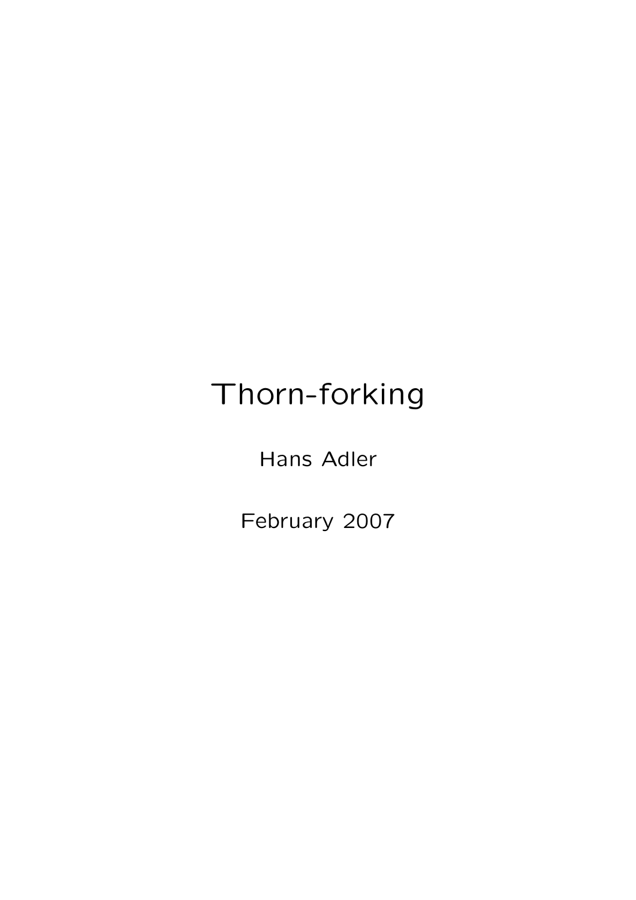# Thorn-forking

Hans Adler

February 2007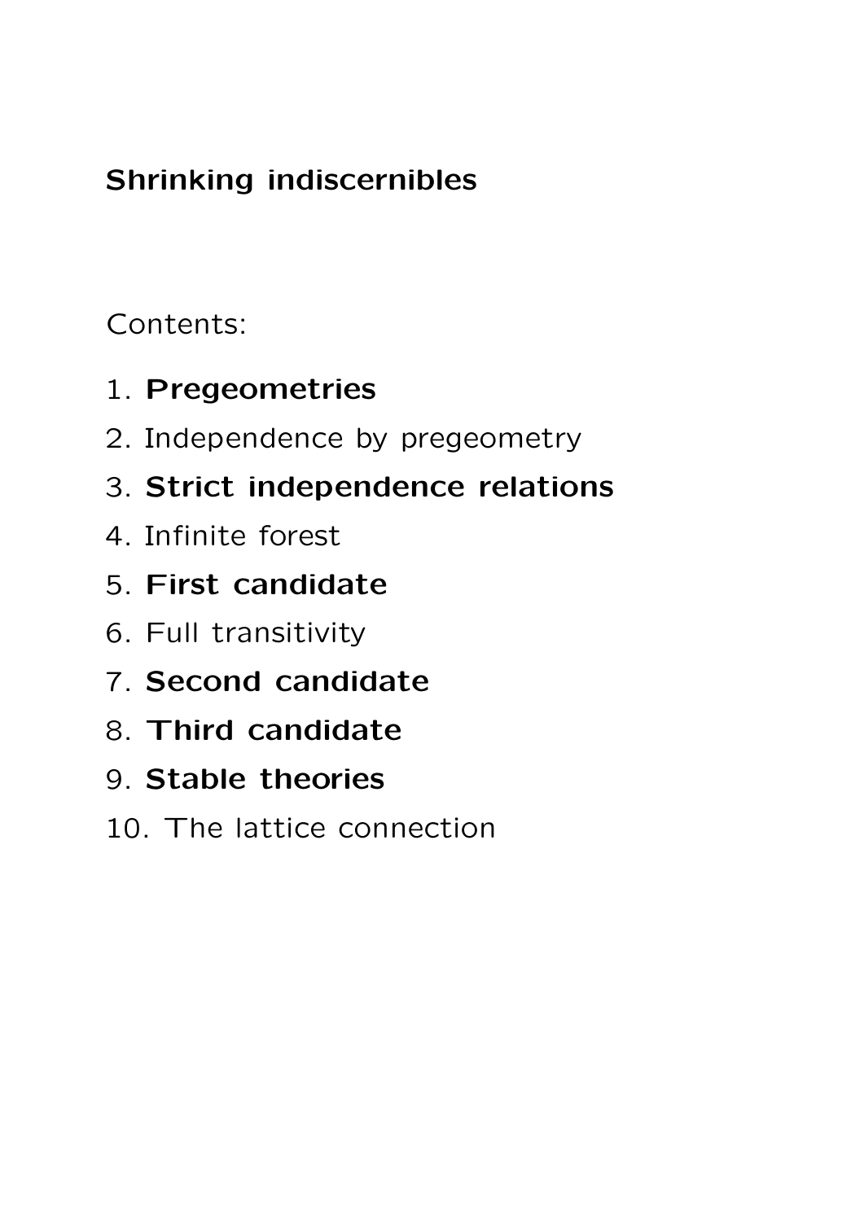**Shrinking indiscernibles**

Contents:

1. **Pregeometries**
2. Independence by pregeometry
3. **Strict independence relations**
4. Infinite forest
5. **First candidate**
6. Full transitivity
7. **Second candidate**
8. **Third candidate**
9. **Stable theories**
10. The lattice connection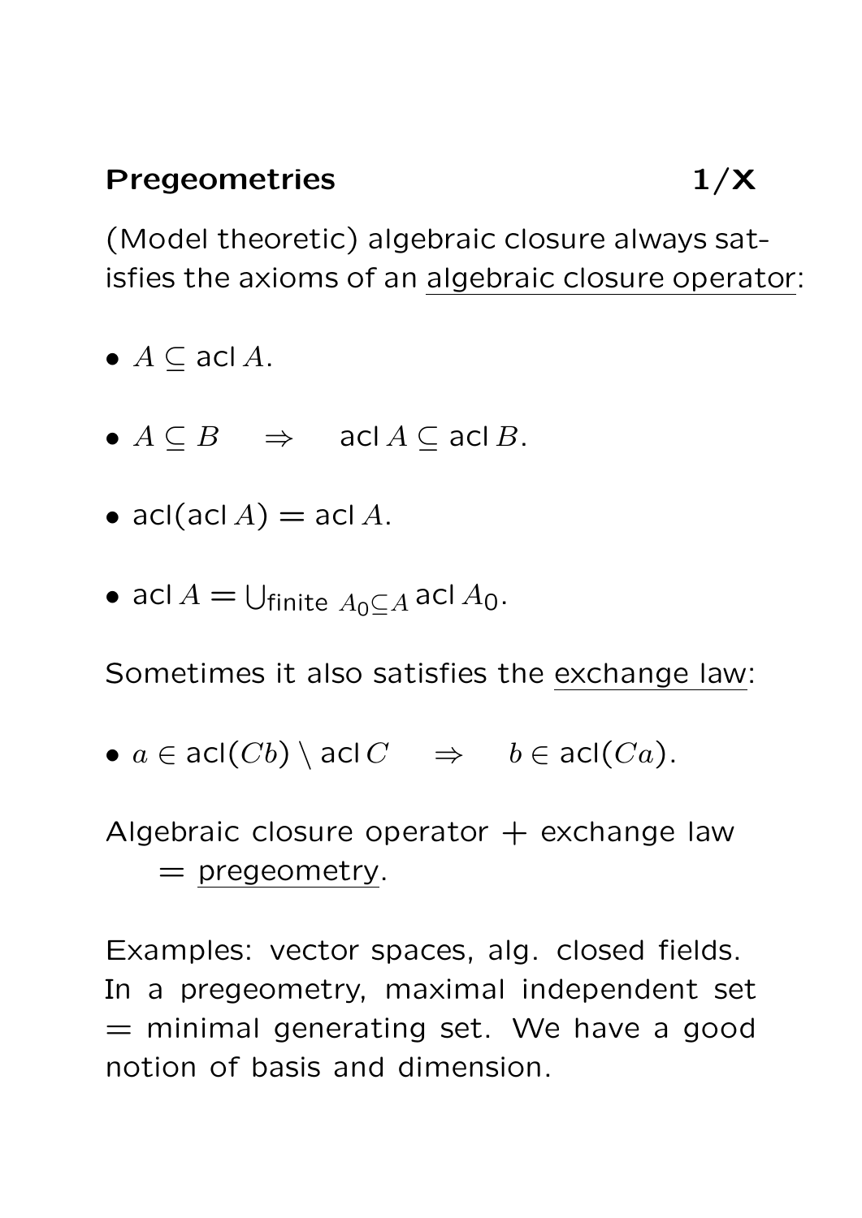## Pregeometries

(Model theoretic) algebraic closure always satisfies the axioms of an <u>algebraic closure operator</u>:

- $A \subseteq \operatorname{acl} A$.
- $A \subseteq B \quad \Rightarrow \quad \operatorname{acl} A \subseteq \operatorname{acl} B$.
- $\operatorname{acl}(\operatorname{acl} A) = \operatorname{acl} A$.
- $\operatorname{acl} A = \bigcup_{\text{finite } A_0 \subseteq A} \operatorname{acl} A_0$.

Sometimes it also satisfies the <u>exchange law</u>:

- $a \in \operatorname{acl}(Cb) \setminus \operatorname{acl} C \quad \Rightarrow \quad b \in \operatorname{acl}(Ca)$.

Algebraic closure operator + exchange law
= <u>pregeometry</u>.

Examples: vector spaces, alg. closed fields. In a pregeometry, maximal independent set = minimal generating set. We have a good notion of basis and dimension.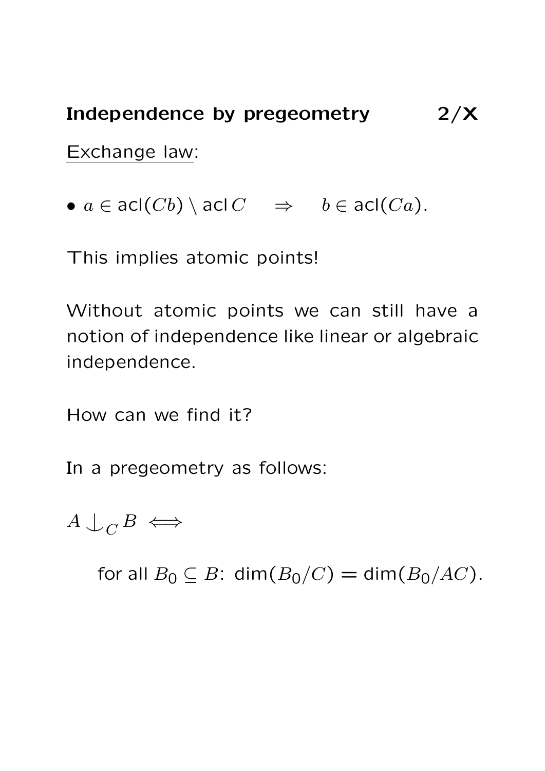## Independence by pregeometry

Exchange law:

- $a \in \mathsf{acl}(Cb) \setminus \mathsf{acl}\, C \quad \Rightarrow \quad b \in \mathsf{acl}(Ca)$.

This implies atomic points!

Without atomic points we can still have a notion of independence like linear or algebraic independence.

How can we find it?

In a pregeometry as follows:

$A \mathop{\smile\!\!\!\!\!\!\!\mid}_C B \iff$

for all $B_0 \subseteq B$: $\dim(B_0/C) = \dim(B_0/AC)$.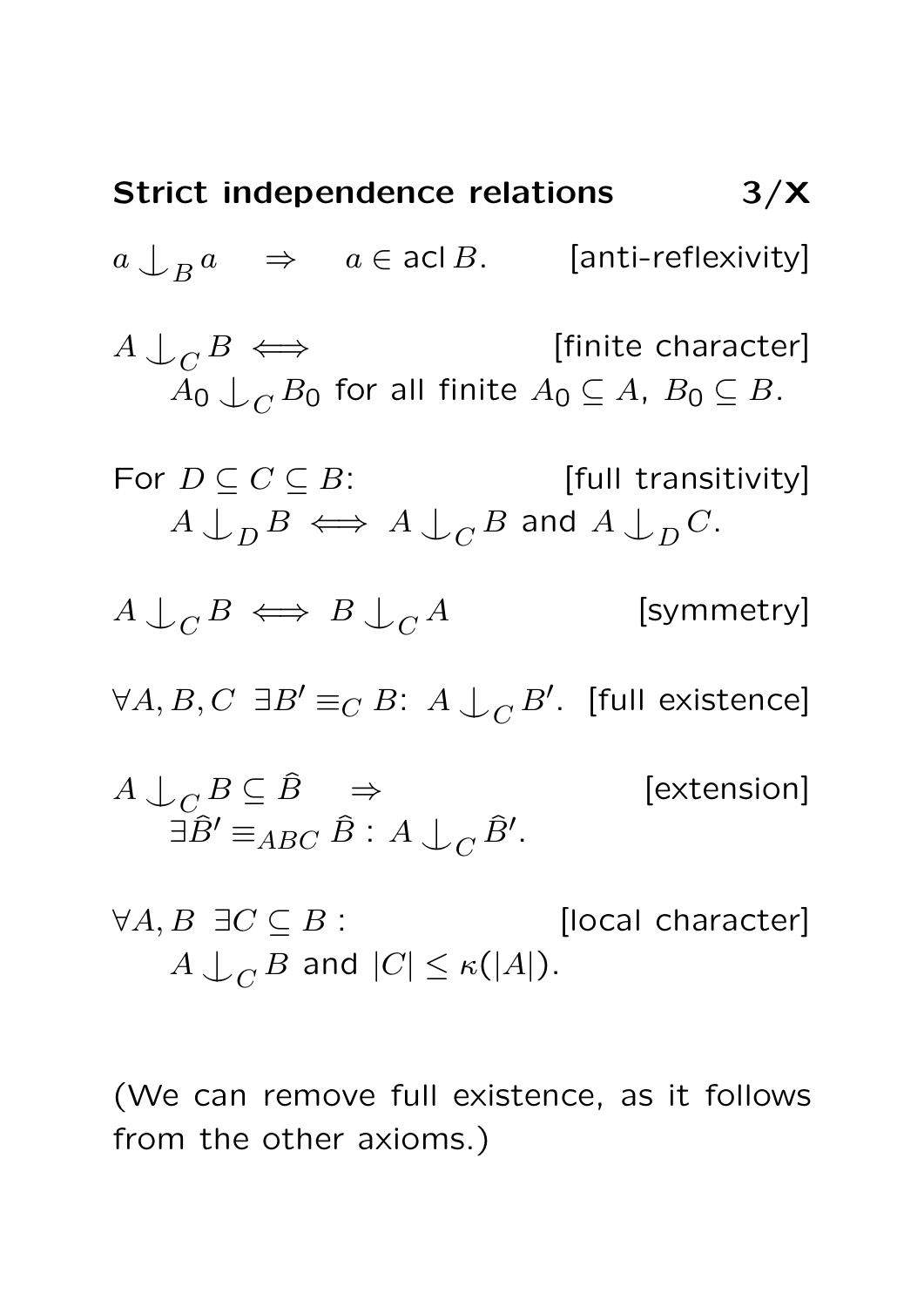## Strict independence relations

$a \mathop{\smile\!\!\!\!\!\!\;|}_{B} a \quad \Rightarrow \quad a \in \operatorname{acl} B.$ [anti-reflexivity]

$A \mathop{\smile\!\!\!\!\!\!\;|}_{C} B \iff$ [finite character]
$A_0 \mathop{\smile\!\!\!\!\!\!\;|}_{C} B_0$ for all finite $A_0 \subseteq A$, $B_0 \subseteq B$.

For $D \subseteq C \subseteq B$: [full transitivity]
$A \mathop{\smile\!\!\!\!\!\!\;|}_{D} B \iff A \mathop{\smile\!\!\!\!\!\!\;|}_{C} B$ and $A \mathop{\smile\!\!\!\!\!\!\;|}_{D} C$.

$A \mathop{\smile\!\!\!\!\!\!\;|}_{C} B \iff B \mathop{\smile\!\!\!\!\!\!\;|}_{C} A$ [symmetry]

$\forall A, B, C \;\; \exists B' \equiv_C B$: $A \mathop{\smile\!\!\!\!\!\!\;|}_{C} B'$. [full existence]

$A \mathop{\smile\!\!\!\!\!\!\;|}_{C} B \subseteq \hat{B} \quad \Rightarrow$ [extension]
$\exists \hat{B}' \equiv_{ABC} \hat{B} : A \mathop{\smile\!\!\!\!\!\!\;|}_{C} \hat{B}'$.

$\forall A, B \;\; \exists C \subseteq B :$ [local character]
$A \mathop{\smile\!\!\!\!\!\!\;|}_{C} B$ and $|C| \leq \kappa(|A|)$.

(We can remove full existence, as it follows from the other axioms.)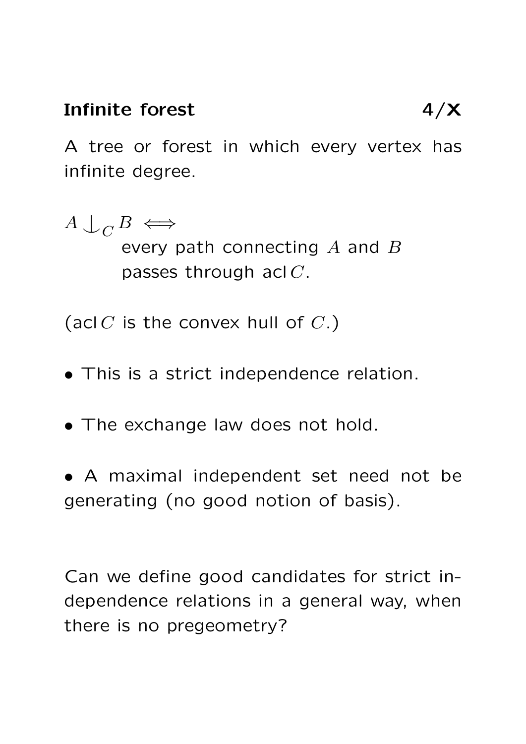## Infinite forest

A tree or forest in which every vertex has infinite degree.

$A \mathop{\smile\!\!\!\!\!\!|}_C B \iff$
every path connecting $A$ and $B$ passes through $\operatorname{acl} C$.

($\operatorname{acl} C$ is the convex hull of $C$.)

- This is a strict independence relation.

- The exchange law does not hold.

- A maximal independent set need not be generating (no good notion of basis).

Can we define good candidates for strict independence relations in a general way, when there is no pregeometry?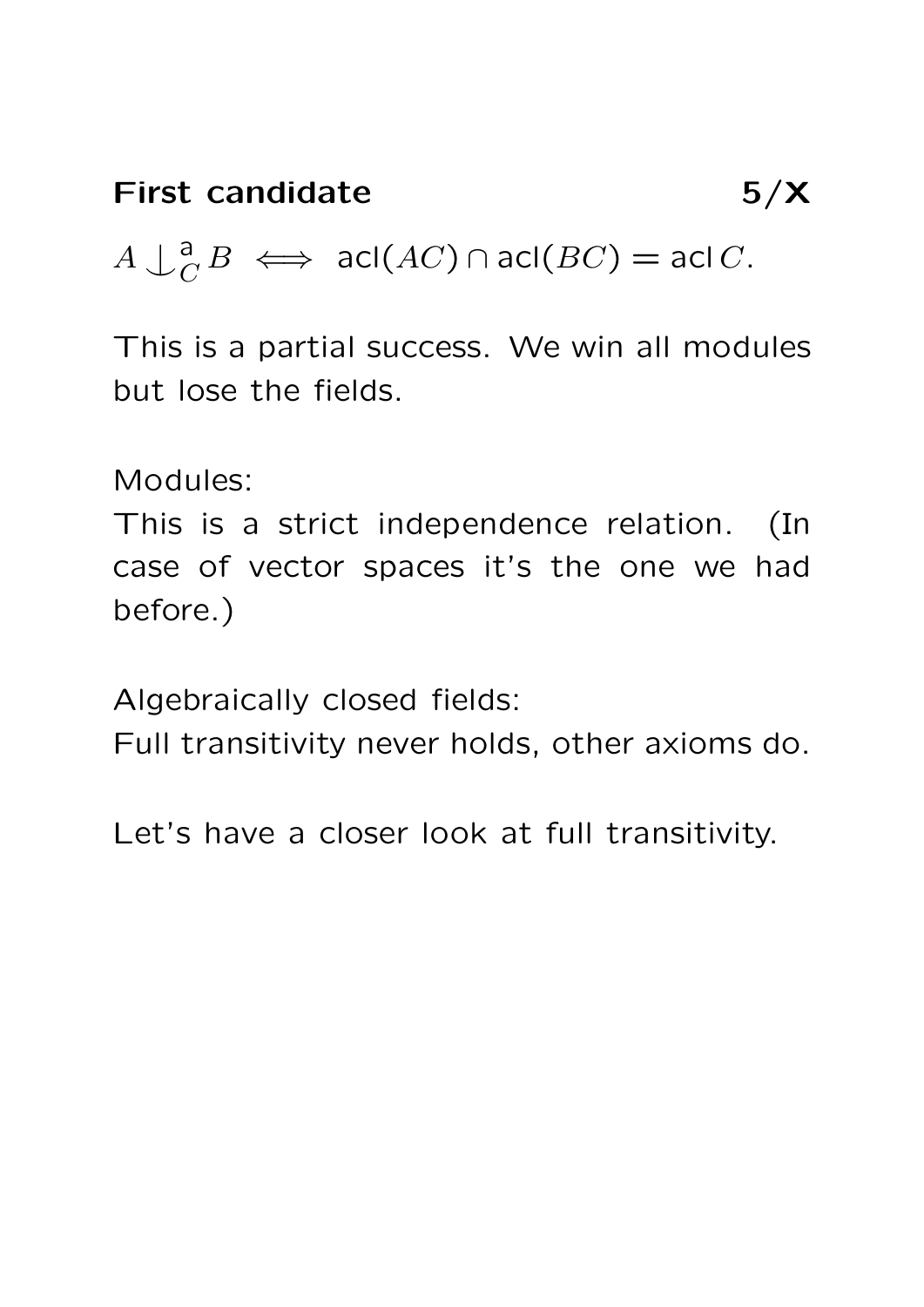## First candidate

$$A \mathop{\smile\!\!\!\!\!\!\;|}\nolimits^{\mathsf{a}}_C B \iff \mathsf{acl}(AC) \cap \mathsf{acl}(BC) = \mathsf{acl}\, C.$$

This is a partial success. We win all modules but lose the fields.

Modules:
This is a strict independence relation. (In case of vector spaces it's the one we had before.)

Algebraically closed fields:
Full transitivity never holds, other axioms do.

Let's have a closer look at full transitivity.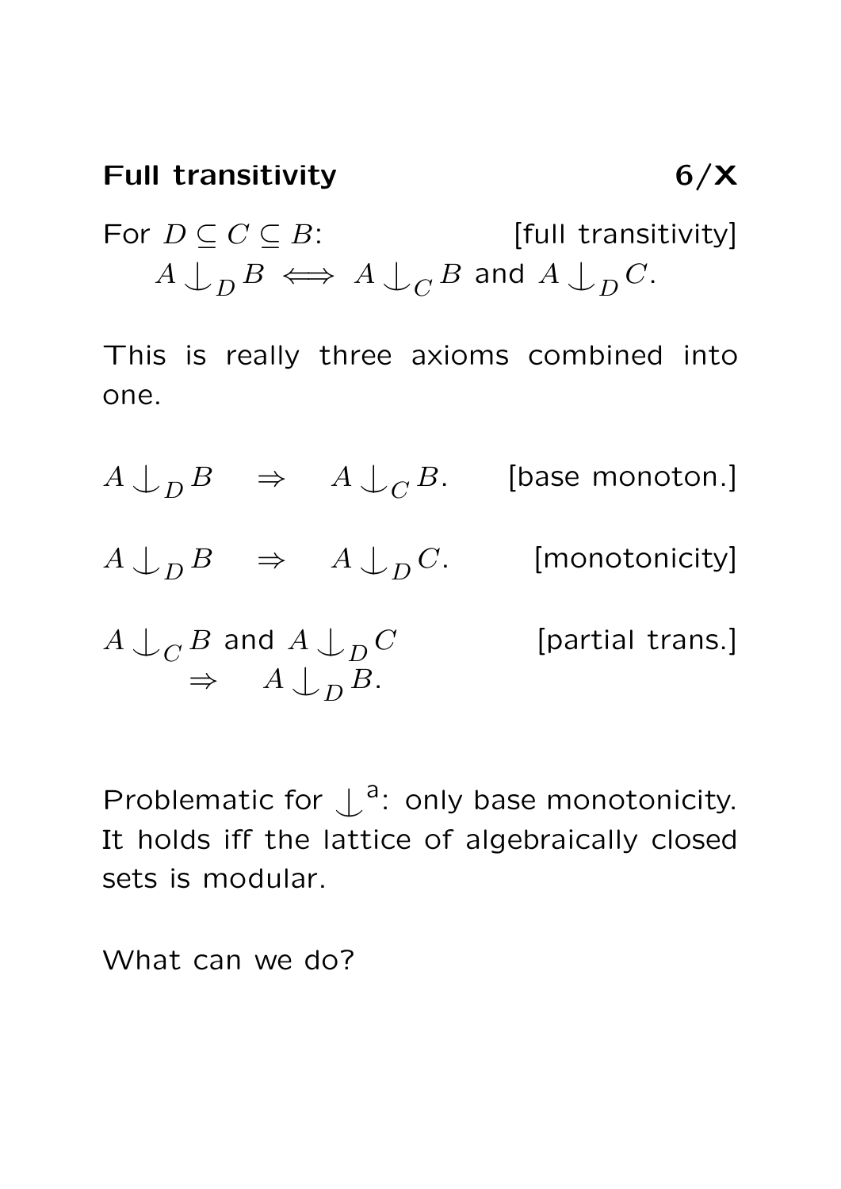## Full transitivity

For $D \subseteq C \subseteq B$: [full transitivity]

$$A \mathop{\smile\!\!\!\!\!\!\,|}_D B \iff A \mathop{\smile\!\!\!\!\!\!\,|}_C B \text{ and } A \mathop{\smile\!\!\!\!\!\!\,|}_D C.$$

This is really three axioms combined into one.

$A \mathop{\smile\!\!\!\!\!\!\,|}_D B \quad \Rightarrow \quad A \mathop{\smile\!\!\!\!\!\!\,|}_C B.$ [base monoton.]

$A \mathop{\smile\!\!\!\!\!\!\,|}_D B \quad \Rightarrow \quad A \mathop{\smile\!\!\!\!\!\!\,|}_D C.$ [monotonicity]

$A \mathop{\smile\!\!\!\!\!\!\,|}_C B$ and $A \mathop{\smile\!\!\!\!\!\!\,|}_D C$ [partial trans.]
$\quad \Rightarrow \quad A \mathop{\smile\!\!\!\!\!\!\,|}_D B.$

Problematic for $\mathop{\smile\!\!\!\!\!\!\,|}^{\mathrm{a}}$: only base monotonicity. It holds iff the lattice of algebraically closed sets is modular.

What can we do?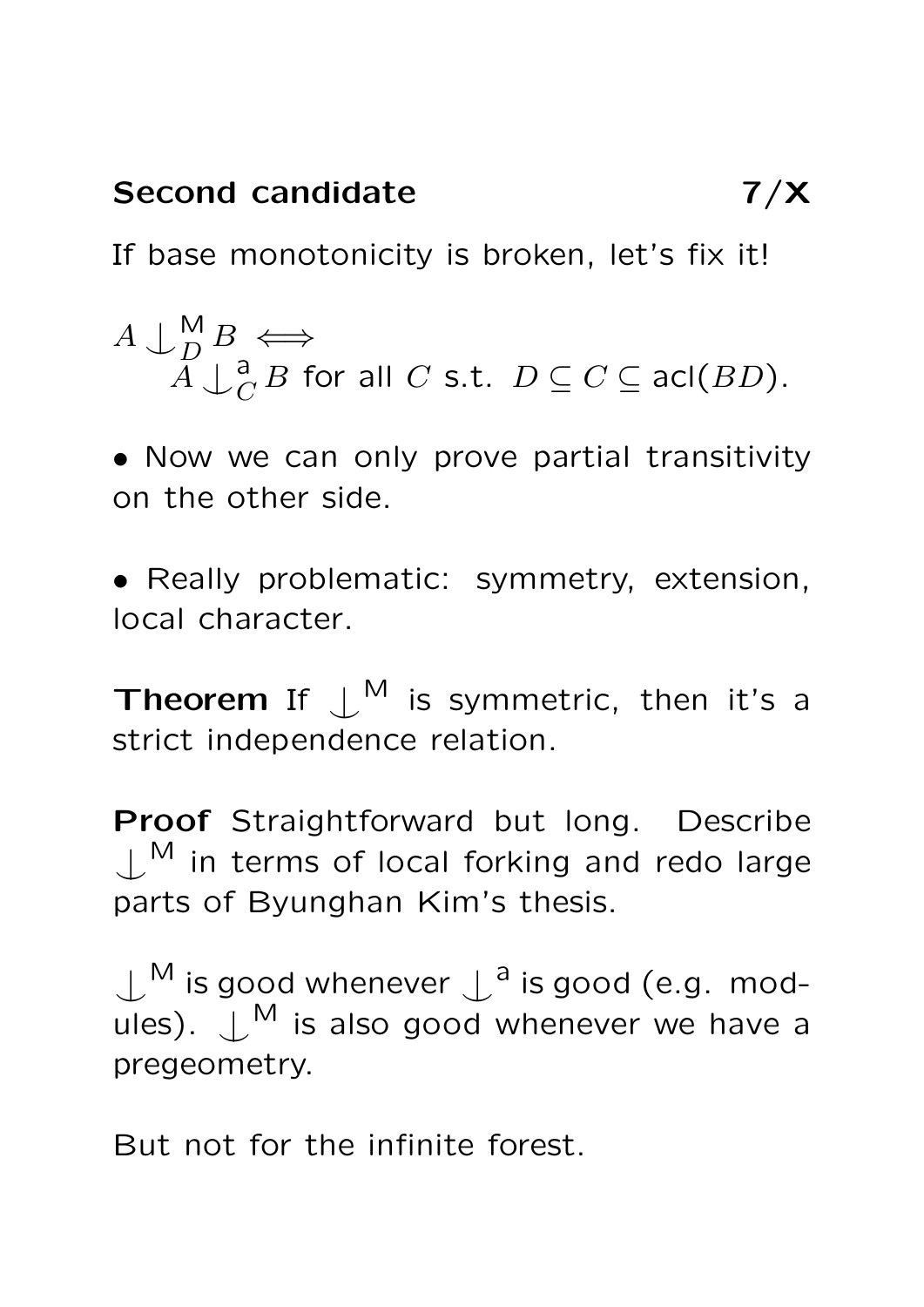## Second candidate

If base monotonicity is broken, let's fix it!

$$A \mathop{\smile\!\!\!\!\!\!\,|}^{\mathsf{M}}_{D} B \iff A \mathop{\smile\!\!\!\!\!\!\,|}^{\mathsf{a}}_{C} B \text{ for all } C \text{ s.t. } D \subseteq C \subseteq \operatorname{acl}(BD).$$

- Now we can only prove partial transitivity on the other side.

- Really problematic: symmetry, extension, local character.

**Theorem** If $\mathop{\smile\!\!\!\!\!\!\,|}^{\mathsf{M}}$ is symmetric, then it's a strict independence relation.

**Proof** Straightforward but long. Describe $\mathop{\smile\!\!\!\!\!\!\,|}^{\mathsf{M}}$ in terms of local forking and redo large parts of Byunghan Kim's thesis.

$\mathop{\smile\!\!\!\!\!\!\,|}^{\mathsf{M}}$ is good whenever $\mathop{\smile\!\!\!\!\!\!\,|}^{\mathsf{a}}$ is good (e.g. modules). $\mathop{\smile\!\!\!\!\!\!\,|}^{\mathsf{M}}$ is also good whenever we have a pregeometry.

But not for the infinite forest.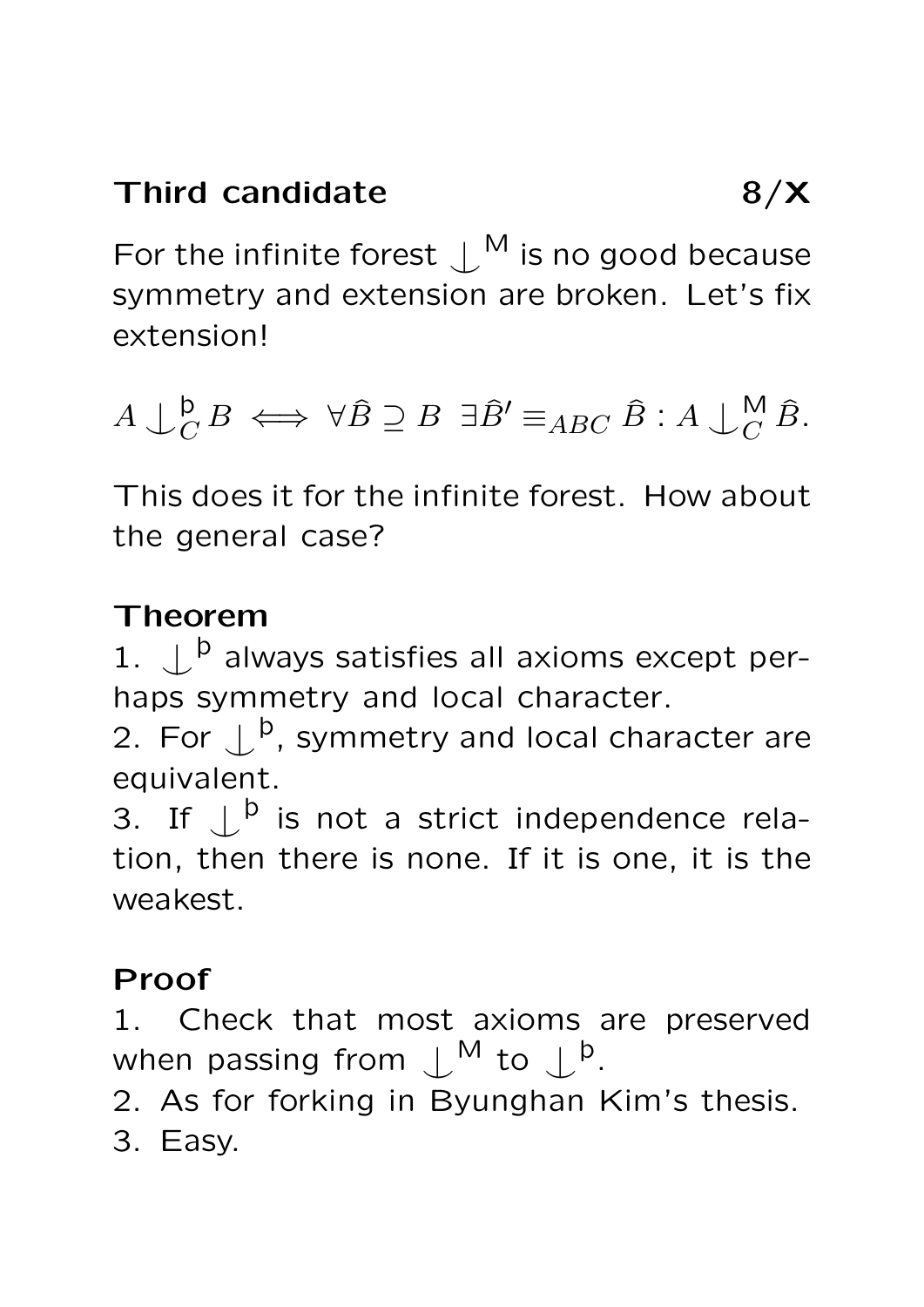## Third candidate

For the infinite forest $\mathop{\smile\!\!\!\!\!\mid}^{\mathsf{M}}$ is no good because symmetry and extension are broken. Let's fix extension!

$$A \mathop{\smile\!\!\!\!\!\mid}^{\mathfrak{b}}_{C} B \iff \forall \hat{B} \supseteq B \;\; \exists \hat{B}' \equiv_{ABC} \hat{B} : A \mathop{\smile\!\!\!\!\!\mid}^{\mathsf{M}}_{C} \hat{B}.$$

This does it for the infinite forest. How about the general case?

**Theorem**

1. $\mathop{\smile\!\!\!\!\!\mid}^{\mathfrak{b}}$ always satisfies all axioms except perhaps symmetry and local character.
2. For $\mathop{\smile\!\!\!\!\!\mid}^{\mathfrak{b}}$, symmetry and local character are equivalent.
3. If $\mathop{\smile\!\!\!\!\!\mid}^{\mathfrak{b}}$ is not a strict independence relation, then there is none. If it is one, it is the weakest.

**Proof**

1. Check that most axioms are preserved when passing from $\mathop{\smile\!\!\!\!\!\mid}^{\mathsf{M}}$ to $\mathop{\smile\!\!\!\!\!\mid}^{\mathfrak{b}}$.
2. As for forking in Byunghan Kim's thesis.
3. Easy.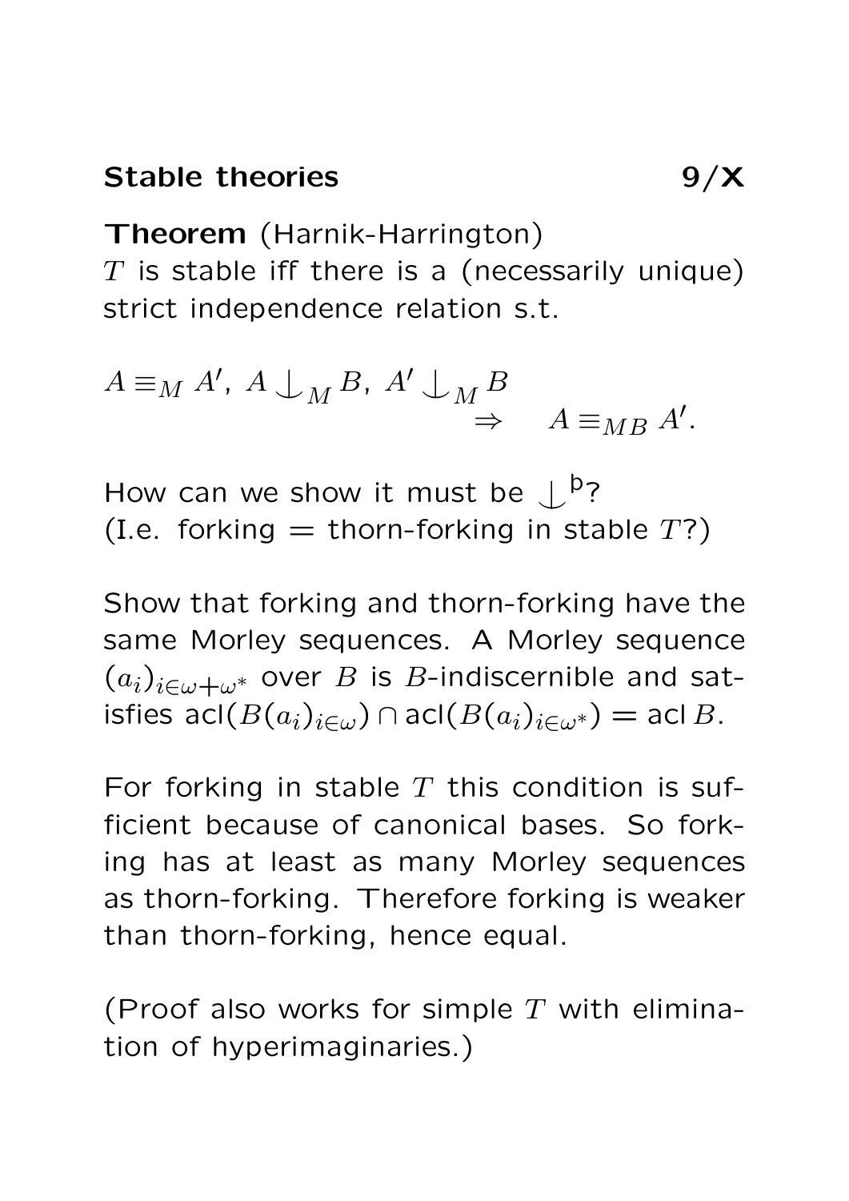## Stable theories

**Theorem** (Harnik-Harrington)
$T$ is stable iff there is a (necessarily unique) strict independence relation s.t.

$$A \equiv_M A',\ A \mathop{\smile\!\!\!\!\!\!\mid}_M B,\ A' \mathop{\smile\!\!\!\!\!\!\mid}_M B \quad \Rightarrow \quad A \equiv_{MB} A'.$$

How can we show it must be $\mathop{\smile\!\!\!\!\!\!\mid}^{\text{þ}}$?
(I.e. forking = thorn-forking in stable $T$?)

Show that forking and thorn-forking have the same Morley sequences. A Morley sequence $(a_i)_{i\in\omega+\omega^*}$ over $B$ is $B$-indiscernible and satisfies $\operatorname{acl}(B(a_i)_{i\in\omega}) \cap \operatorname{acl}(B(a_i)_{i\in\omega^*}) = \operatorname{acl} B$.

For forking in stable $T$ this condition is sufficient because of canonical bases. So forking has at least as many Morley sequences as thorn-forking. Therefore forking is weaker than thorn-forking, hence equal.

(Proof also works for simple $T$ with elimination of hyperimaginaries.)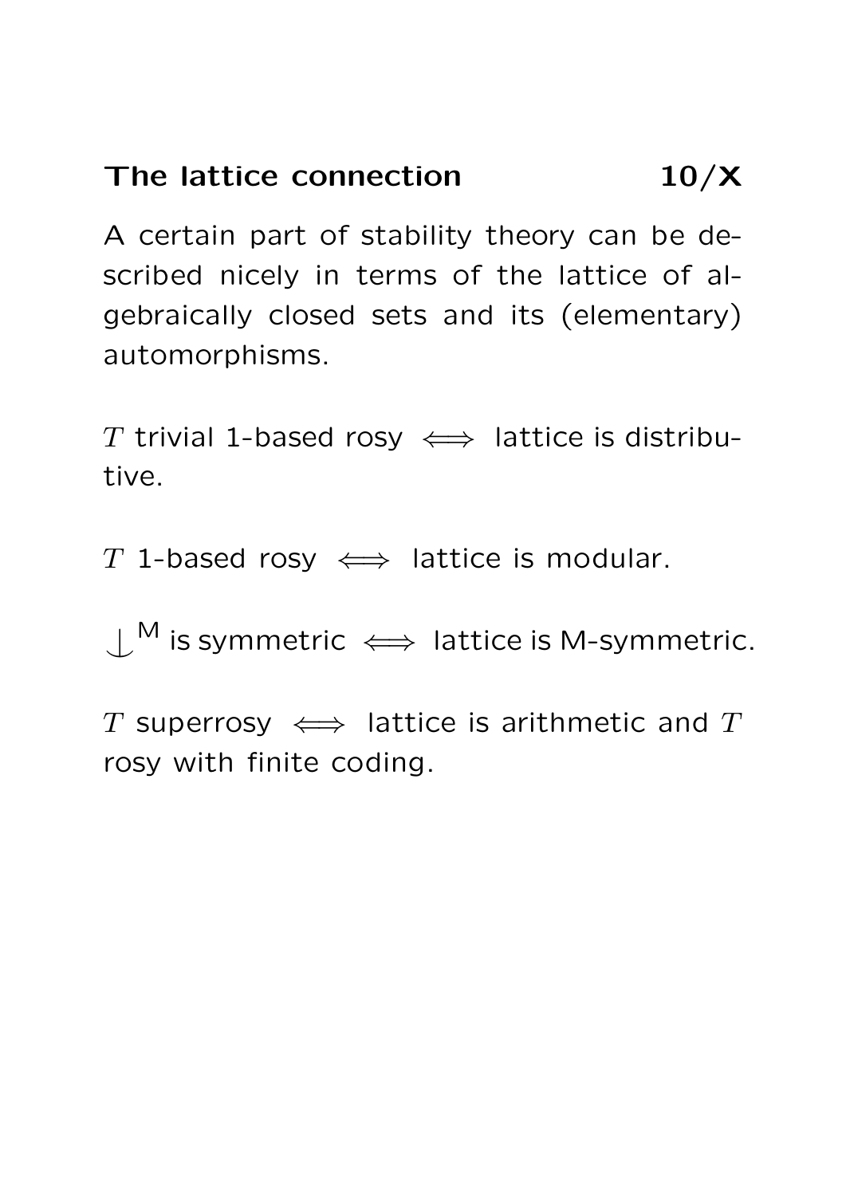## The lattice connection

A certain part of stability theory can be described nicely in terms of the lattice of algebraically closed sets and its (elementary) automorphisms.

$T$ trivial 1-based rosy $\iff$ lattice is distributive.

$T$ 1-based rosy $\iff$ lattice is modular.

$\mathop{\smile\!\!\!\!\!\!|}^{\mathsf{M}}$ is symmetric $\iff$ lattice is M-symmetric.

$T$ superrosy $\iff$ lattice is arithmetic and $T$ rosy with finite coding.